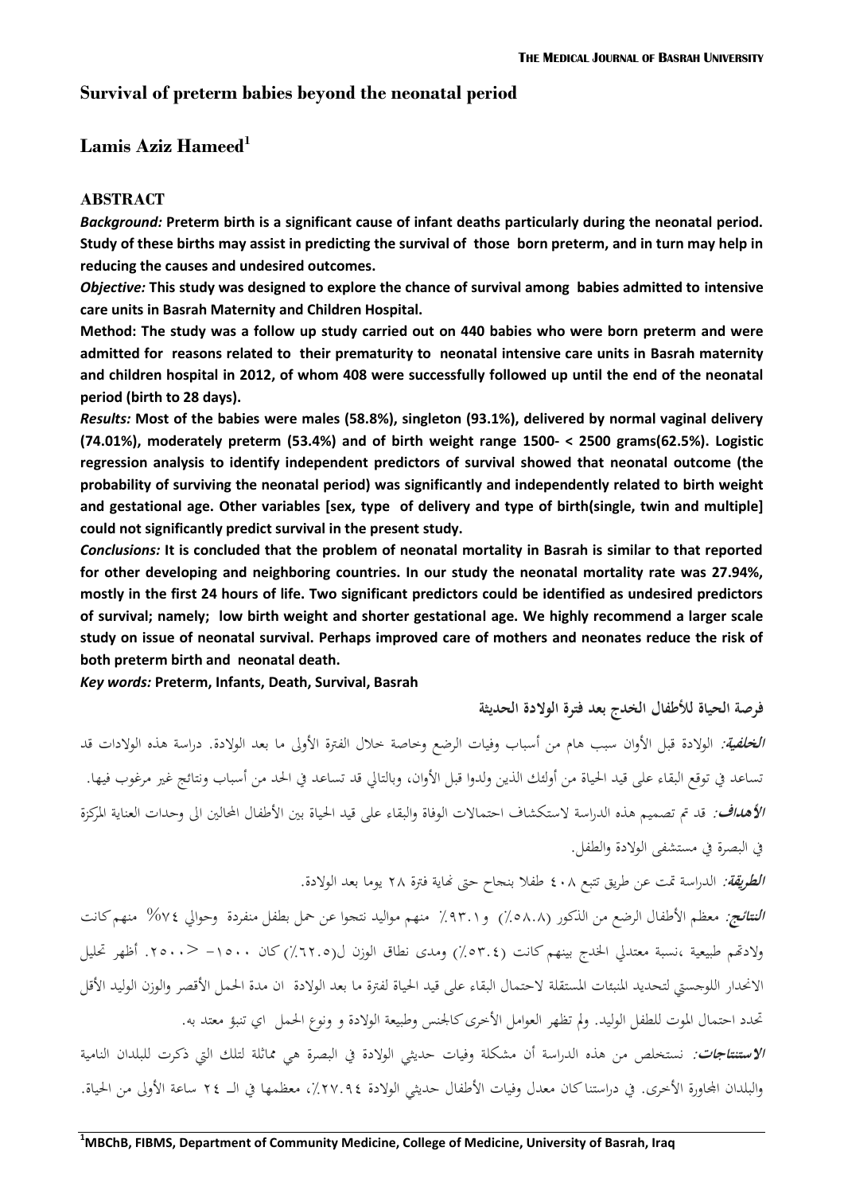# Survival of preterm babies beyond the neonatal period

## Lamis Aziz Hameed[1]

### ABSTRACT

***Background:*** **Preterm birth is a significant cause of infant deaths particularly during the neonatal period. Study of these births may assist in predicting the survival of those born preterm, and in turn may help in reducing the causes and undesired outcomes.**

***Objective:*** **This study was designed to explore the chance of survival among babies admitted to intensive care units in Basrah Maternity and Children Hospital.**

**Method: The study was a follow up study carried out on 440 babies who were born preterm and were admitted for reasons related to their prematurity to neonatal intensive care units in Basrah maternity and children hospital in 2012, of whom 408 were successfully followed up until the end of the neonatal period (birth to 28 days).**

***Results:*** **Most of the babies were males (58.8%), singleton (93.1%), delivered by normal vaginal delivery (74.01%), moderately preterm (53.4%) and of birth weight range 1500- < 2500 grams(62.5%). Logistic regression analysis to identify independent predictors of survival showed that neonatal outcome (the probability of surviving the neonatal period) was significantly and independently related to birth weight and gestational age. Other variables [sex, type of delivery and type of birth(single, twin and multiple] could not significantly predict survival in the present study.**

***Conclusions:*** **It is concluded that the problem of neonatal mortality in Basrah is similar to that reported for other developing and neighboring countries. In our study the neonatal mortality rate was 27.94%, mostly in the first 24 hours of life. Two significant predictors could be identified as undesired predictors of survival; namely; low birth weight and shorter gestational age. We highly recommend a larger scale study on issue of neonatal survival. Perhaps improved care of mothers and neonates reduce the risk of both preterm birth and neonatal death.**

***Key words:*** **Preterm, Infants, Death, Survival, Basrah**

**فرصة الحياة للأطفال الخدج بعد فترة الولادة الحديثة**

***الخلفية:*** الولادة قبل الأوان سبب هام من أسباب وفيات الرضع وخاصة خلال الفترة الأولى ما بعد الولادة. دراسة هذه الولادات قد تساعد في توقع البقاء على قيد الحياة من أولئك الذين ولدوا قبل الأوان، وبالتالي قد تساعد في الحد من أسباب ونتائج غير مرغوب فيها.

***الأهداف:*** قد تم تصميم هذه الدراسة لاستكشاف احتمالات الوفاة والبقاء على قيد الحياة بين الأطفال المحالين الى وحدات العناية المركزة في البصرة في مستشفى الولادة والطفل.

***الطريقة:*** الدراسة تمت عن طريق تتبع ٤٠٨ طفلا بنجاح حتى نهاية فترة ٢٨ يوما بعد الولادة.

***النتائج:*** معظم الأطفال الرضع من الذكور (٥٨.٨٪) و٩٣.١٪ منهم مواليد نتجوا عن حمل بطفل منفردة وحوالي ٧٤% منهم كانت ولادتهم طبيعية ،نسبة معتدلي الخدج بينهم كانت (٥٣.٤٪) ومدى نطاق الوزن ل(٦٢.٥٪) كان ١٥٠٠- <٢٥٠٠. أظهر تحليل الانحدار اللوجستي لتحديد المنبئات المستقلة لاحتمال البقاء على قيد الحياة لفترة ما بعد الولادة ان مدة الحمل الأقصر والوزن الوليد الأقل تحدد احتمال الموت للطفل الوليد. ولم تظهر العوامل الأخرى كالجنس وطبيعة الولادة و نوع الحمل اي تنبؤ معتد به.

***الاستنتاجات:*** نستخلص من هذه الدراسة أن مشكلة وفيات حديثي الولادة في البصرة هي مماثلة لتلك التي ذكرت للبلدان النامية والبلدان المجاورة الأخرى. في دراستنا كان معدل وفيات الأطفال حديثي الولادة ٢٧.٩٤٪، معظمها في الـ ٢٤ ساعة الأولى من الحياة.

---

[1] **MBChB, FIBMS, Department of Community Medicine, College of Medicine, University of Basrah, Iraq**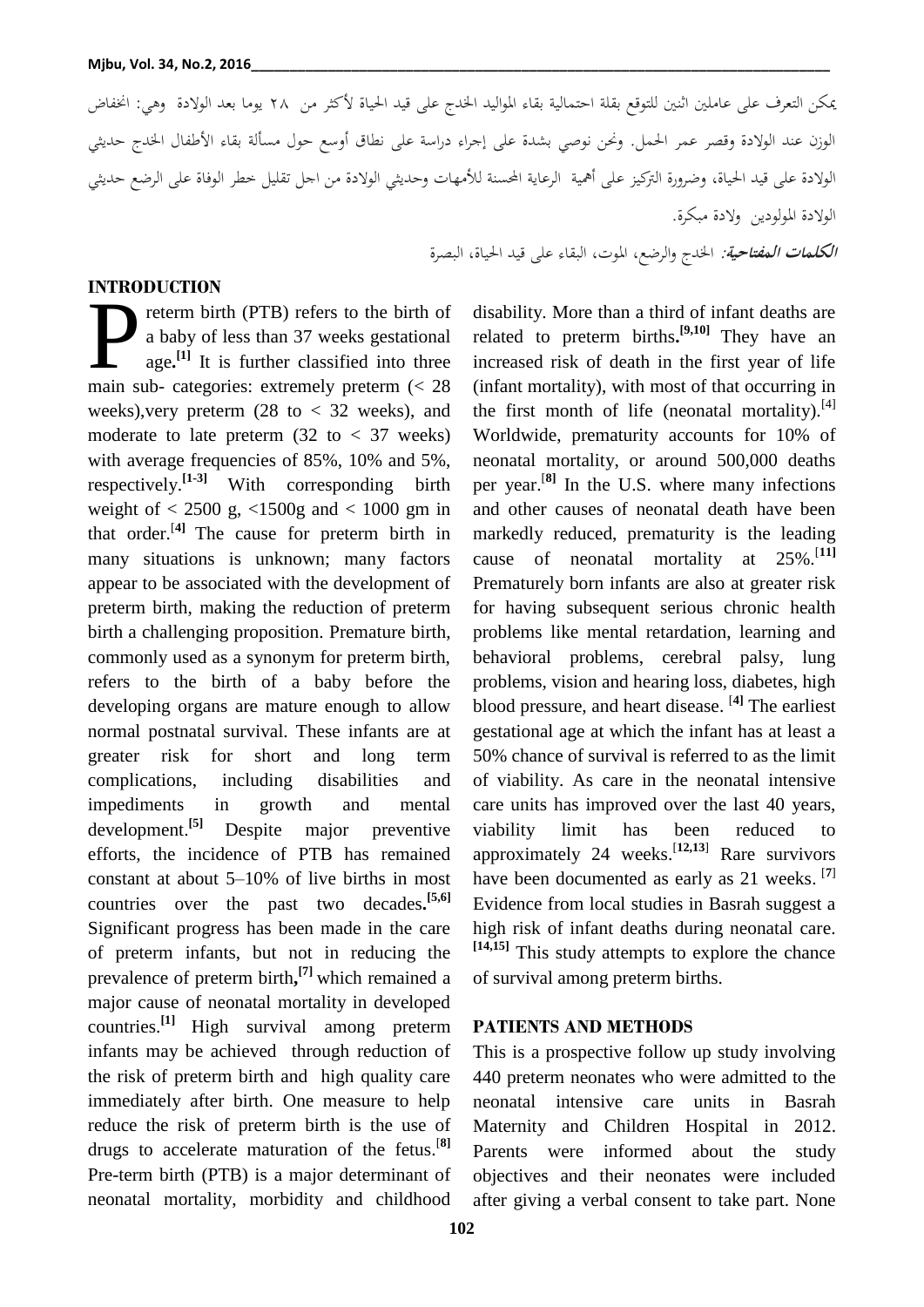يمكن التعرف على عاملين اثنين للتوقع بقلة احتمالية بقاء المواليد الخدج على قيد الحياة لأكثر من ٢٨ يوما بعد الولادة وهي: انخفاض الوزن عند الولادة وقصر عمر الحمل. ونحن نوصي بشدة على إجراء دراسة على نطاق أوسع حول مسألة بقاء الأطفال الخدج حديثي الولادة على قيد الحياة، وضرورة التركيز على أهمية الرعاية المحسنة للأمهات وحديثي الولادة من اجل تقليل خطر الوفاة على الرضع حديثي الولادة المولودين ولادة مبكرة.

***الكلمات المفتاحية:*** الخدج والرضع، الموت، البقاء على قيد الحياة، البصرة

## INTRODUCTION

Preterm birth (PTB) refers to the birth of a baby of less than 37 weeks gestational age.[1] It is further classified into three main sub- categories: extremely preterm (< 28 weeks),very preterm (28 to < 32 weeks), and moderate to late preterm (32 to < 37 weeks) with average frequencies of 85%, 10% and 5%, respectively.[1-3] With corresponding birth weight of < 2500 g, <1500g and < 1000 gm in that order.[4] The cause for preterm birth in many situations is unknown; many factors appear to be associated with the development of preterm birth, making the reduction of preterm birth a challenging proposition. Premature birth, commonly used as a synonym for preterm birth, refers to the birth of a baby before the developing organs are mature enough to allow normal postnatal survival. These infants are at greater risk for short and long term complications, including disabilities and impediments in growth and mental development.[5] Despite major preventive efforts, the incidence of PTB has remained constant at about 5–10% of live births in most countries over the past two decades.[5,6] Significant progress has been made in the care of preterm infants, but not in reducing the prevalence of preterm birth,[7] which remained a major cause of neonatal mortality in developed countries.[1] High survival among preterm infants may be achieved through reduction of the risk of preterm birth and high quality care immediately after birth. One measure to help reduce the risk of preterm birth is the use of drugs to accelerate maturation of the fetus.[8] Pre-term birth (PTB) is a major determinant of neonatal mortality, morbidity and childhood disability. More than a third of infant deaths are related to preterm births.[9,10] They have an increased risk of death in the first year of life (infant mortality), with most of that occurring in the first month of life (neonatal mortality).[4] Worldwide, prematurity accounts for 10% of neonatal mortality, or around 500,000 deaths per year.[8] In the U.S. where many infections and other causes of neonatal death have been markedly reduced, prematurity is the leading cause of neonatal mortality at 25%.[11] Prematurely born infants are also at greater risk for having subsequent serious chronic health problems like mental retardation, learning and behavioral problems, cerebral palsy, lung problems, vision and hearing loss, diabetes, high blood pressure, and heart disease. [4] The earliest gestational age at which the infant has at least a 50% chance of survival is referred to as the limit of viability. As care in the neonatal intensive care units has improved over the last 40 years, viability limit has been reduced to approximately 24 weeks.[12,13] Rare survivors have been documented as early as 21 weeks. [7] Evidence from local studies in Basrah suggest a high risk of infant deaths during neonatal care. [14,15] This study attempts to explore the chance of survival among preterm births.

## PATIENTS AND METHODS

This is a prospective follow up study involving 440 preterm neonates who were admitted to the neonatal intensive care units in Basrah Maternity and Children Hospital in 2012. Parents were informed about the study objectives and their neonates were included after giving a verbal consent to take part. None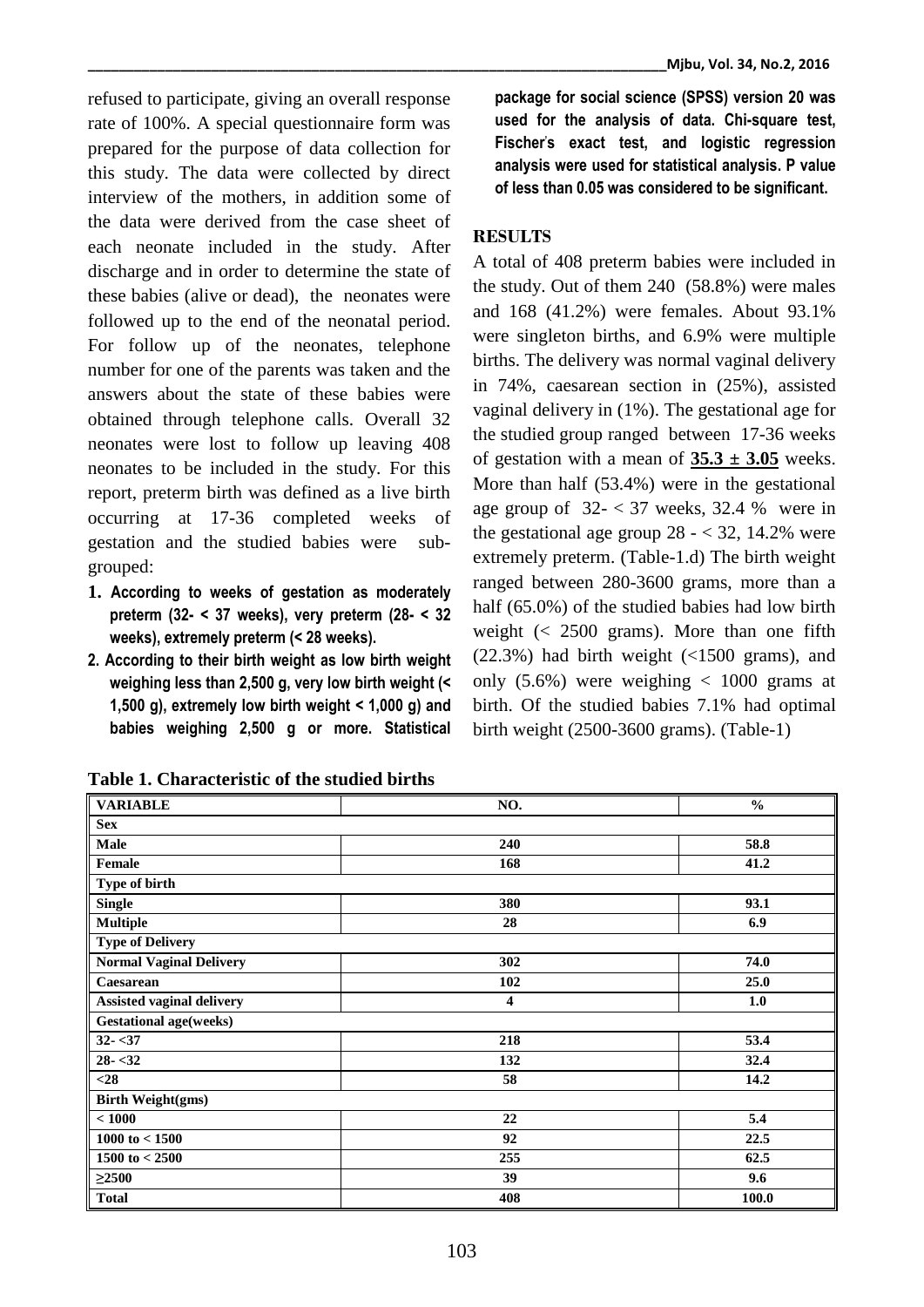refused to participate, giving an overall response rate of 100%. A special questionnaire form was prepared for the purpose of data collection for this study. The data were collected by direct interview of the mothers, in addition some of the data were derived from the case sheet of each neonate included in the study. After discharge and in order to determine the state of these babies (alive or dead), the neonates were followed up to the end of the neonatal period. For follow up of the neonates, telephone number for one of the parents was taken and the answers about the state of these babies were obtained through telephone calls. Overall 32 neonates were lost to follow up leaving 408 neonates to be included in the study. For this report, preterm birth was defined as a live birth occurring at 17-36 completed weeks of gestation and the studied babies were sub-grouped:

1. **According to weeks of gestation as moderately preterm (32- < 37 weeks), very preterm (28- < 32 weeks), extremely preterm (< 28 weeks).**
2. **According to their birth weight as low birth weight weighing less than 2,500 g, very low birth weight (< 1,500 g), extremely low birth weight < 1,000 g) and babies weighing 2,500 g or more. Statistical package for social science (SPSS) version 20 was used for the analysis of data. Chi-square test, Fischer's exact test, and logistic regression analysis were used for statistical analysis. P value of less than 0.05 was considered to be significant.**

## RESULTS

A total of 408 preterm babies were included in the study. Out of them 240 (58.8%) were males and 168 (41.2%) were females. About 93.1% were singleton births, and 6.9% were multiple births. The delivery was normal vaginal delivery in 74%, caesarean section in (25%), assisted vaginal delivery in (1%). The gestational age for the studied group ranged between 17-36 weeks of gestation with a mean of **35.3 ± 3.05** weeks. More than half (53.4%) were in the gestational age group of 32- < 37 weeks, 32.4 % were in the gestational age group 28 - < 32, 14.2% were extremely preterm. (Table-1.d) The birth weight ranged between 280-3600 grams, more than a half (65.0%) of the studied babies had low birth weight (< 2500 grams). More than one fifth (22.3%) had birth weight (<1500 grams), and only (5.6%) were weighing < 1000 grams at birth. Of the studied babies 7.1% had optimal birth weight (2500-3600 grams). (Table-1)

**Table 1. Characteristic of the studied births**

| VARIABLE | NO. | % |
|---|---|---|
| **Sex** | | |
| **Male** | 240 | 58.8 |
| **Female** | 168 | 41.2 |
| **Type of birth** | | |
| **Single** | 380 | 93.1 |
| **Multiple** | 28 | 6.9 |
| **Type of Delivery** | | |
| **Normal Vaginal Delivery** | 302 | 74.0 |
| **Caesarean** | 102 | 25.0 |
| **Assisted vaginal delivery** | 4 | 1.0 |
| **Gestational age(weeks)** | | |
| **32- <37** | 218 | 53.4 |
| **28- <32** | 132 | 32.4 |
| **<28** | 58 | 14.2 |
| **Birth Weight(gms)** | | |
| **< 1000** | 22 | 5.4 |
| **1000 to < 1500** | 92 | 22.5 |
| **1500 to < 2500** | 255 | 62.5 |
| **≥2500** | 39 | 9.6 |
| **Total** | 408 | 100.0 |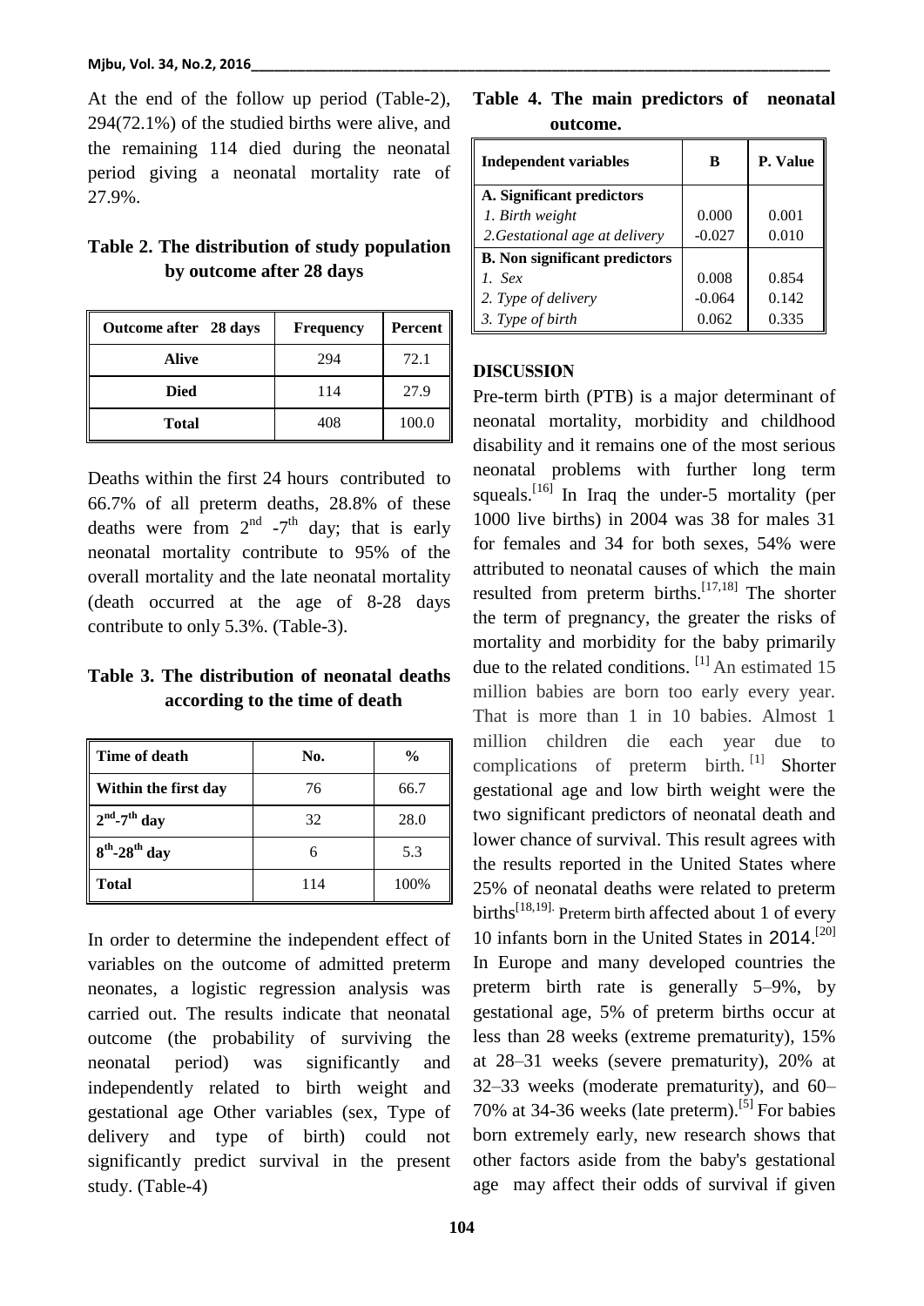At the end of the follow up period (Table-2), 294(72.1%) of the studied births were alive, and the remaining 114 died during the neonatal period giving a neonatal mortality rate of 27.9%.

**Table 2. The distribution of study population by outcome after 28 days**

| Outcome after 28 days | Frequency | Percent |
|---|---|---|
| **Alive** | 294 | 72.1 |
| **Died** | 114 | 27.9 |
| **Total** | 408 | 100.0 |

Deaths within the first 24 hours contributed to 66.7% of all preterm deaths, 28.8% of these deaths were from 2nd -7th day; that is early neonatal mortality contribute to 95% of the overall mortality and the late neonatal mortality (death occurred at the age of 8-28 days contribute to only 5.3%. (Table-3).

**Table 3. The distribution of neonatal deaths according to the time of death**

| Time of death | No. | % |
|---|---|---|
| **Within the first day** | 76 | 66.7 |
| **2nd-7th day** | 32 | 28.0 |
| **8th-28th day** | 6 | 5.3 |
| **Total** | 114 | 100% |

In order to determine the independent effect of variables on the outcome of admitted preterm neonates, a logistic regression analysis was carried out. The results indicate that neonatal outcome (the probability of surviving the neonatal period) was significantly and independently related to birth weight and gestational age Other variables (sex, Type of delivery and type of birth) could not significantly predict survival in the present study. (Table-4)

**Table 4. The main predictors of neonatal outcome.**

| Independent variables | B | P. Value |
|---|---|---|
| **A. Significant predictors** | | |
| *1. Birth weight* | 0.000 | 0.001 |
| *2.Gestational age at delivery* | -0.027 | 0.010 |
| **B. Non significant predictors** | | |
| *1. Sex* | 0.008 | 0.854 |
| *2. Type of delivery* | -0.064 | 0.142 |
| *3. Type of birth* | 0.062 | 0.335 |

## DISCUSSION

Pre-term birth (PTB) is a major determinant of neonatal mortality, morbidity and childhood disability and it remains one of the most serious neonatal problems with further long term squeals.[16] In Iraq the under-5 mortality (per 1000 live births) in 2004 was 38 for males 31 for females and 34 for both sexes, 54% were attributed to neonatal causes of which the main resulted from preterm births.[17,18] The shorter the term of pregnancy, the greater the risks of mortality and morbidity for the baby primarily due to the related conditions. [1] An estimated 15 million babies are born too early every year. That is more than 1 in 10 babies. Almost 1 million children die each year due to complications of preterm birth. [1] Shorter gestational age and low birth weight were the two significant predictors of neonatal death and lower chance of survival. This result agrees with the results reported in the United States where 25% of neonatal deaths were related to preterm births[18,19]. Preterm birth affected about 1 of every 10 infants born in the United States in 2014.[20] In Europe and many developed countries the preterm birth rate is generally 5–9%, by gestational age, 5% of preterm births occur at less than 28 weeks (extreme prematurity), 15% at 28–31 weeks (severe prematurity), 20% at 32–33 weeks (moderate prematurity), and 60–70% at 34-36 weeks (late preterm).[5] For babies born extremely early, new research shows that other factors aside from the baby's gestational age may affect their odds of survival if given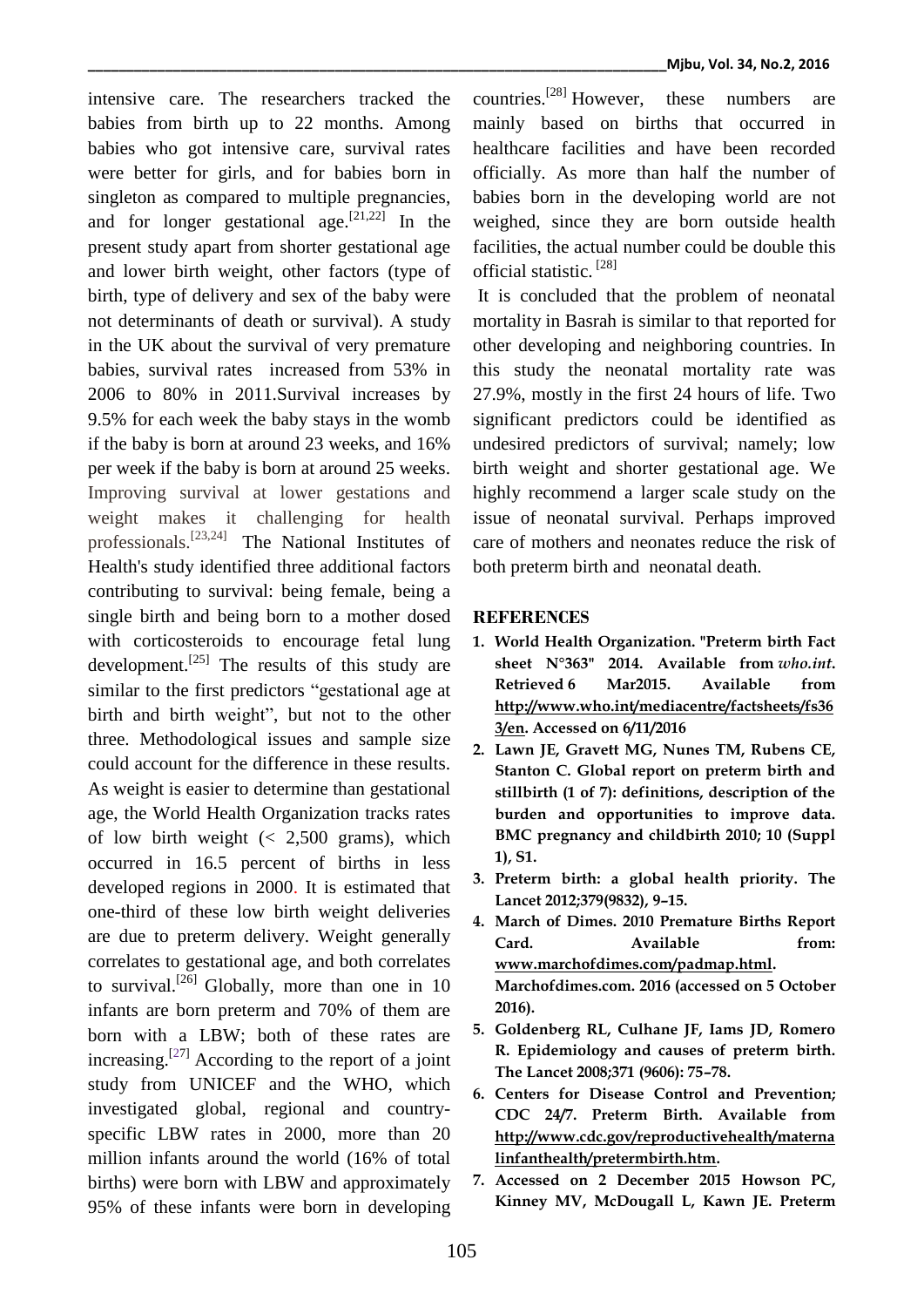intensive care. The researchers tracked the babies from birth up to 22 months. Among babies who got intensive care, survival rates were better for girls, and for babies born in singleton as compared to multiple pregnancies, and for longer gestational age.[21,22] In the present study apart from shorter gestational age and lower birth weight, other factors (type of birth, type of delivery and sex of the baby were not determinants of death or survival). A study in the UK about the survival of very premature babies, survival rates increased from 53% in 2006 to 80% in 2011.Survival increases by 9.5% for each week the baby stays in the womb if the baby is born at around 23 weeks, and 16% per week if the baby is born at around 25 weeks. Improving survival at lower gestations and weight makes it challenging for health professionals.[23,24] The National Institutes of Health's study identified three additional factors contributing to survival: being female, being a single birth and being born to a mother dosed with corticosteroids to encourage fetal lung development.[25] The results of this study are similar to the first predictors "gestational age at birth and birth weight", but not to the other three. Methodological issues and sample size could account for the difference in these results. As weight is easier to determine than gestational age, the World Health Organization tracks rates of low birth weight (< 2,500 grams), which occurred in 16.5 percent of births in less developed regions in 2000. It is estimated that one-third of these low birth weight deliveries are due to preterm delivery. Weight generally correlates to gestational age, and both correlates to survival.[26] Globally, more than one in 10 infants are born preterm and 70% of them are born with a LBW; both of these rates are increasing.[27] According to the report of a joint study from UNICEF and the WHO, which investigated global, regional and country-specific LBW rates in 2000, more than 20 million infants around the world (16% of total births) were born with LBW and approximately 95% of these infants were born in developing countries.[28] However, these numbers are mainly based on births that occurred in healthcare facilities and have been recorded officially. As more than half the number of babies born in the developing world are not weighed, since they are born outside health facilities, the actual number could be double this official statistic. [28]

It is concluded that the problem of neonatal mortality in Basrah is similar to that reported for other developing and neighboring countries. In this study the neonatal mortality rate was 27.9%, mostly in the first 24 hours of life. Two significant predictors could be identified as undesired predictors of survival; namely; low birth weight and shorter gestational age. We highly recommend a larger scale study on the issue of neonatal survival. Perhaps improved care of mothers and neonates reduce the risk of both preterm birth and neonatal death.

## REFERENCES

1. **World Health Organization. "Preterm birth Fact sheet N°363" 2014. Available from *who.int*. Retrieved 6 Mar2015. Available from http://www.who.int/mediacentre/factsheets/fs363/en. Accessed on 6/11/2016**
2. **Lawn JE, Gravett MG, Nunes TM, Rubens CE, Stanton C. Global report on preterm birth and stillbirth (1 of 7): definitions, description of the burden and opportunities to improve data. BMC pregnancy and childbirth 2010; 10 (Suppl 1), S1.**
3. **Preterm birth: a global health priority. The Lancet 2012;379(9832), 9–15.**
4. **March of Dimes. 2010 Premature Births Report Card. Available from: www.marchofdimes.com/padmap.html. Marchofdimes.com. 2016 (accessed on 5 October 2016).**
5. **Goldenberg RL, Culhane JF, Iams JD, Romero R. Epidemiology and causes of preterm birth. The Lancet 2008;371 (9606): 75–78.**
6. **Centers for Disease Control and Prevention; CDC 24/7. Preterm Birth. Available from http://www.cdc.gov/reproductivehealth/maternalinfanthealth/pretermbirth.htm.**
7. **Accessed on 2 December 2015 Howson PC, Kinney MV, McDougall L, Kawn JE. Preterm**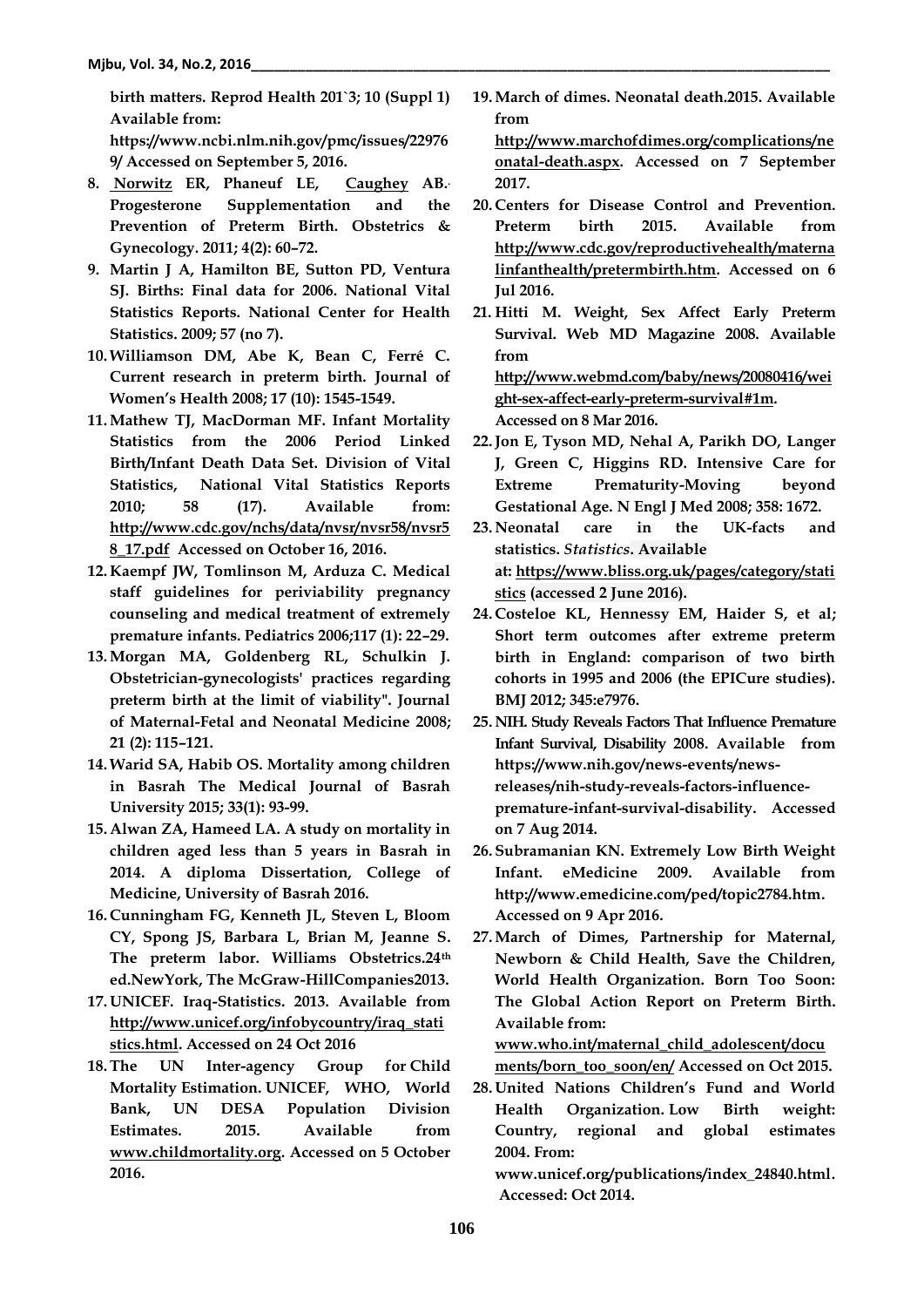**birth matters. Reprod Health 201`3; 10 (Suppl 1) Available from: https://www.ncbi.nlm.nih.gov/pmc/issues/229769/ Accessed on September 5, 2016.**

8. **Norwitz ER, Phaneuf LE, Caughey AB. Progesterone Supplementation and the Prevention of Preterm Birth. Obstetrics & Gynecology. 2011; 4(2): 60–72.**
9. **Martin J A, Hamilton BE, Sutton PD, Ventura SJ. Births: Final data for 2006. National Vital Statistics Reports. National Center for Health Statistics. 2009; 57 (no 7).**
10. **Williamson DM, Abe K, Bean C, Ferré C. Current research in preterm birth. Journal of Women's Health 2008; 17 (10): 1545-1549.**
11. **Mathew TJ, MacDorman MF. Infant Mortality Statistics from the 2006 Period Linked Birth/Infant Death Data Set. Division of Vital Statistics, National Vital Statistics Reports 2010; 58 (17). Available from: http://www.cdc.gov/nchs/data/nvsr/nvsr58/nvsr58_17.pdf Accessed on October 16, 2016.**
12. **Kaempf JW, Tomlinson M, Arduza C. Medical staff guidelines for periviability pregnancy counseling and medical treatment of extremely premature infants. Pediatrics 2006;117 (1): 22–29.**
13. **Morgan MA, Goldenberg RL, Schulkin J. Obstetrician-gynecologists' practices regarding preterm birth at the limit of viability". Journal of Maternal-Fetal and Neonatal Medicine 2008; 21 (2): 115–121.**
14. **Warid SA, Habib OS. Mortality among children in Basrah The Medical Journal of Basrah University 2015; 33(1): 93-99.**
15. **Alwan ZA, Hameed LA. A study on mortality in children aged less than 5 years in Basrah in 2014. A diploma Dissertation, College of Medicine, University of Basrah 2016.**
16. **Cunningham FG, Kenneth JL, Steven L, Bloom CY, Spong JS, Barbara L, Brian M, Jeanne S. The preterm labor. Williams Obstetrics.24th ed.NewYork, The McGraw-HillCompanies2013.**
17. **UNICEF. Iraq-Statistics. 2013. Available from http://www.unicef.org/infobycountry/iraq_statistics.html. Accessed on 24 Oct 2016**
18. **The UN Inter-agency Group for Child Mortality Estimation. UNICEF, WHO, World Bank, UN DESA Population Division Estimates. 2015. Available from www.childmortality.org. Accessed on 5 October 2016.**
19. **March of dimes. Neonatal death.2015. Available from http://www.marchofdimes.org/complications/neonatal-death.aspx. Accessed on 7 September 2017.**
20. **Centers for Disease Control and Prevention. Preterm birth 2015. Available from http://www.cdc.gov/reproductivehealth/maternalinfanthealth/pretermbirth.htm. Accessed on 6 Jul 2016.**
21. **Hitti M. Weight, Sex Affect Early Preterm Survival. Web MD Magazine 2008. Available from http://www.webmd.com/baby/news/20080416/weight-sex-affect-early-preterm-survival#1m. Accessed on 8 Mar 2016.**
22. **Jon E, Tyson MD, Nehal A, Parikh DO, Langer J, Green C, Higgins RD. Intensive Care for Extreme Prematurity-Moving beyond Gestational Age. N Engl J Med 2008; 358: 1672.**
23. **Neonatal care in the UK-facts and statistics.** ***Statistics*****. Available at: https://www.bliss.org.uk/pages/category/statistics (accessed 2 June 2016).**
24. **Costeloe KL, Hennessy EM, Haider S, et al; Short term outcomes after extreme preterm birth in England: comparison of two birth cohorts in 1995 and 2006 (the EPICure studies). BMJ 2012; 345:e7976.**
25. **NIH. Study Reveals Factors That Influence Premature Infant Survival, Disability 2008. Available from https://www.nih.gov/news-events/news-releases/nih-study-reveals-factors-influence-premature-infant-survival-disability. Accessed on 7 Aug 2014.**
26. **Subramanian KN. Extremely Low Birth Weight Infant. eMedicine 2009. Available from http://www.emedicine.com/ped/topic2784.htm. Accessed on 9 Apr 2016.**
27. **March of Dimes, Partnership for Maternal, Newborn & Child Health, Save the Children, World Health Organization. Born Too Soon: The Global Action Report on Preterm Birth. Available from: www.who.int/maternal_child_adolescent/documents/born_too_soon/en/ Accessed on Oct 2015.**
28. **United Nations Children's Fund and World Health Organization. Low Birth weight: Country, regional and global estimates 2004. From: www.unicef.org/publications/index_24840.html. Accessed: Oct 2014.**